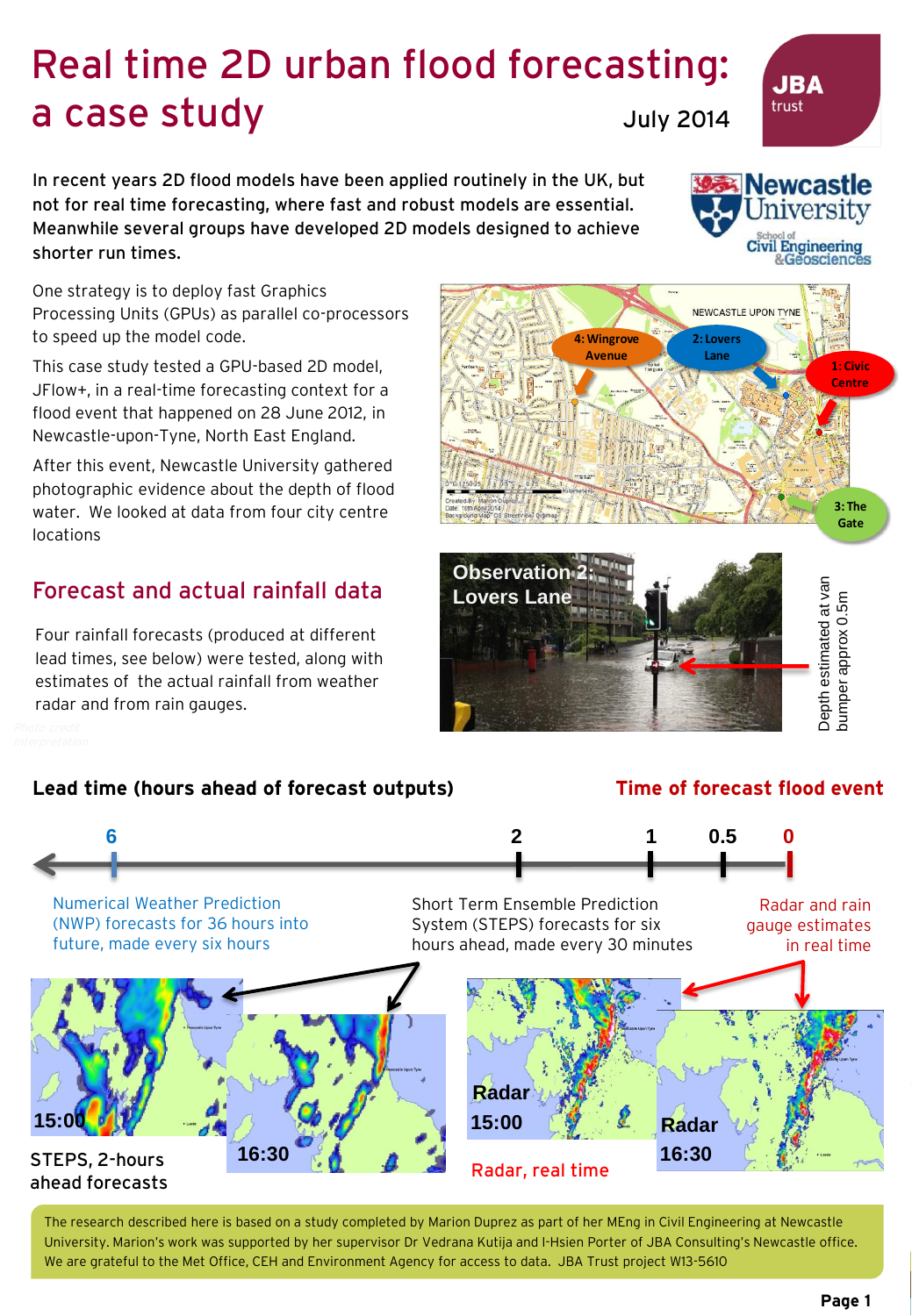# Real time 2D urban flood forecasting: a case study

July 2014

**In recent years 2D flood models have been applied routinely in the UK, but not for real time forecasting, where fast and robust models are essential. Meanwhile several groups have developed 2D models designed to achieve shorter run times.**

One strategy is to deploy fast Graphics Processing Units (GPUs) as parallel co-processors to speed up the model code.

This case study tested a GPU-based 2D model, JFlow+, in a real-time forecasting context for a flood event that happened on 28 June 2012, in Newcastle-upon-Tyne, North East England.

After this event, Newcastle University gathered photographic evidence about the depth of flood water. We looked at data from four city centre locations

1: Civic Centre

2: Lovers Lane

3: The Gate

4: Wingrove Avenue

## Forecast and actual rainfall data

Four rainfall forecasts (produced at different lead times, see below) were tested, along with estimates of the actual rainfall from weather radar and from rain gauges.

Observation 2: Lovers Lane

Depth estimated at van bumper approx 0.5m

**Lead time (hours ahead of forecast outputs)**

**Time of forecast flood event**

6 — 2 — 1 — 0.5 — 0

Numerical Weather Prediction (NWP) forecasts for 36 hours into future, made every six hours

Short Term Ensemble Prediction System (STEPS) forecasts for six hours ahead, made every 30 minutes

Radar and rain gauge estimates in real time

STEPS, 2-hours ahead forecasts (15:00, 16:30)

Radar, real time (Radar 15:00, Radar 16:30)

The research described here is based on a study completed by Marion Duprez as part of her MEng in Civil Engineering at Newcastle University. Marion's work was supported by her supervisor Dr Vedrana Kutija and I-Hsien Porter of JBA Consulting's Newcastle office. We are grateful to the Met Office, CEH and Environment Agency for access to data. JBA Trust project W13-5610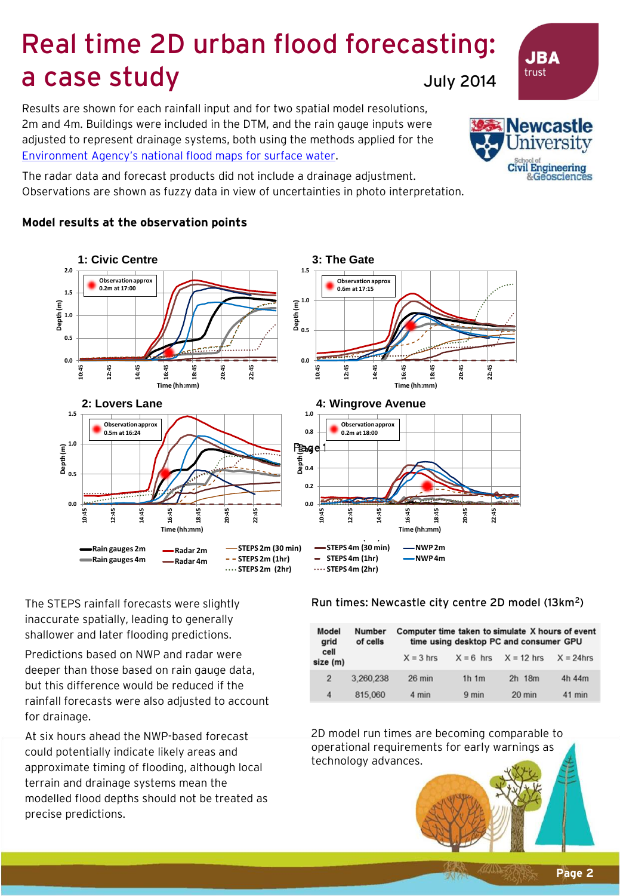# Real time 2D urban flood forecasting: a case study

July 2014

Results are shown for each rainfall input and for two spatial model resolutions, 2m and 4m. Buildings were included in the DTM, and the rain gauge inputs were adjusted to represent drainage systems, both using the methods applied for the Environment Agency's national flood maps for surface water.

The radar data and forecast products did not include a drainage adjustment. Observations are shown as fuzzy data in view of uncertainties in photo interpretation.

### Model results at the observation points

1: Civic Centre
Observation approx 0.2m at 17:00
Depth (m)
Time (hh:mm)

3: The Gate
Observation approx 0.6m at 17:15
Depth (m)
Time (hh:mm)

2: Lovers Lane
Observation approx 0.5m at 16:24
Depth (m)
Time (hh:mm)

4: Wingrove Avenue
Observation approx 0.2m at 18:00
Depth (m)
Time (hh:mm)

Rain gauges 2m
Rain gauges 4m
Radar 2m
Radar 4m
STEPS 2m (30 min)
STEPS 2m (1hr)
STEPS 2m (2hr)
STEPS 4m (30 min)
STEPS 4m (1hr)
STEPS 4m (2hr)
NWP 2m
NWP 4m

The STEPS rainfall forecasts were slightly inaccurate spatially, leading to generally shallower and later flooding predictions.

Predictions based on NWP and radar were deeper than those based on rain gauge data, but this difference would be reduced if the rainfall forecasts were also adjusted to account for drainage.

At six hours ahead the NWP-based forecast could potentially indicate likely areas and approximate timing of flooding, although local terrain and drainage systems mean the modelled flood depths should not be treated as precise predictions.

### Run times: Newcastle city centre 2D model (13km²)

| Model grid cell size (m) | Number of cells | Computer time taken to simulate X hours of event time using desktop PC and consumer GPU | | | |
|---|---|---|---|---|---|
| | | X = 3 hrs | X = 6 hrs | X = 12 hrs | X = 24hrs |
| 2 | 3,260,238 | 26 min | 1h 1m | 2h 18m | 4h 44m |
| 4 | 815,060 | 4 min | 9 min | 20 min | 41 min |

2D model run times are becoming comparable to operational requirements for early warnings as technology advances.